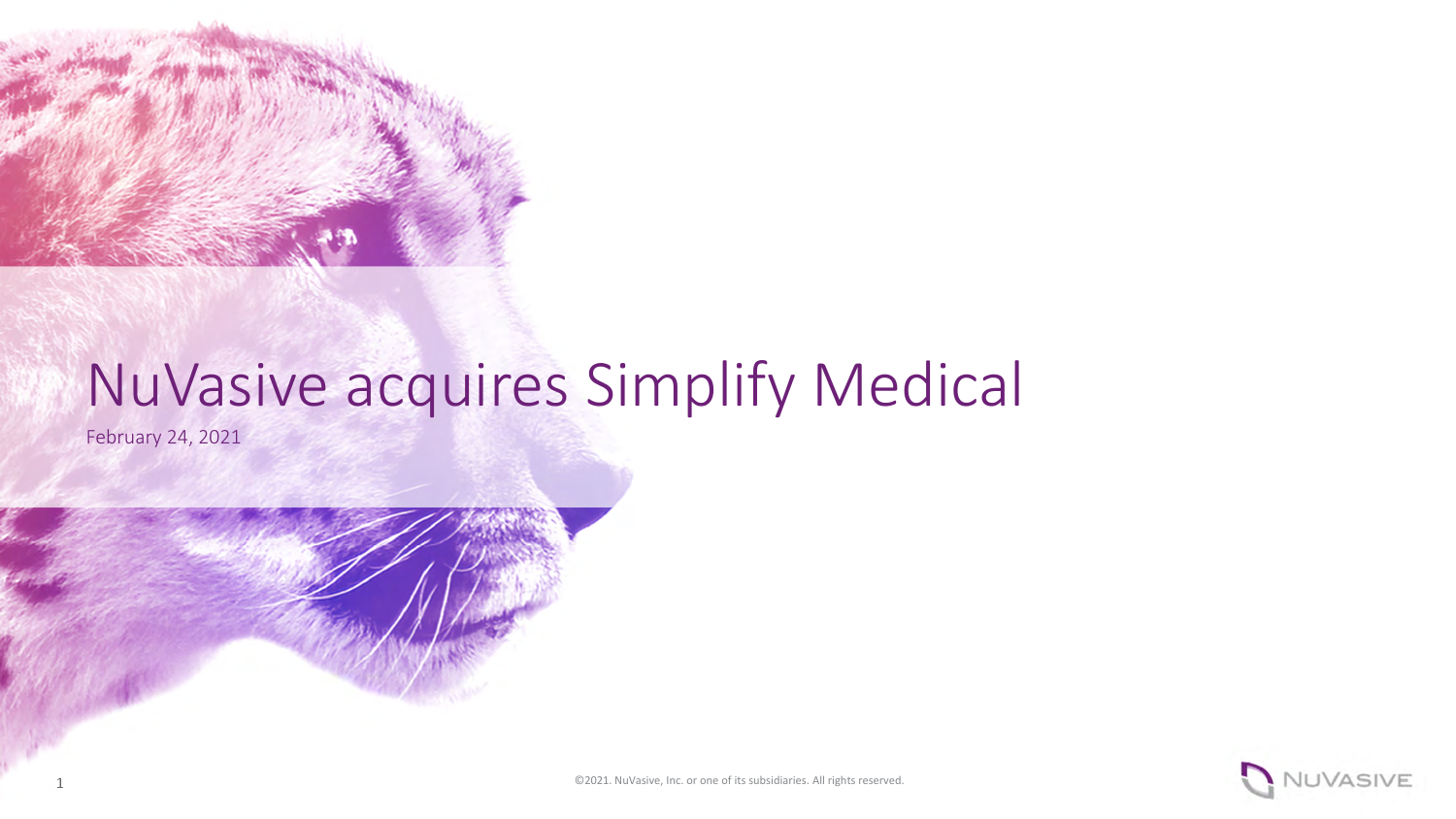# NuVasive acquires Simplify Medical

February 24, 2021

©2021. NuVasive, Inc. or one of its subsidiaries. All rights reserved.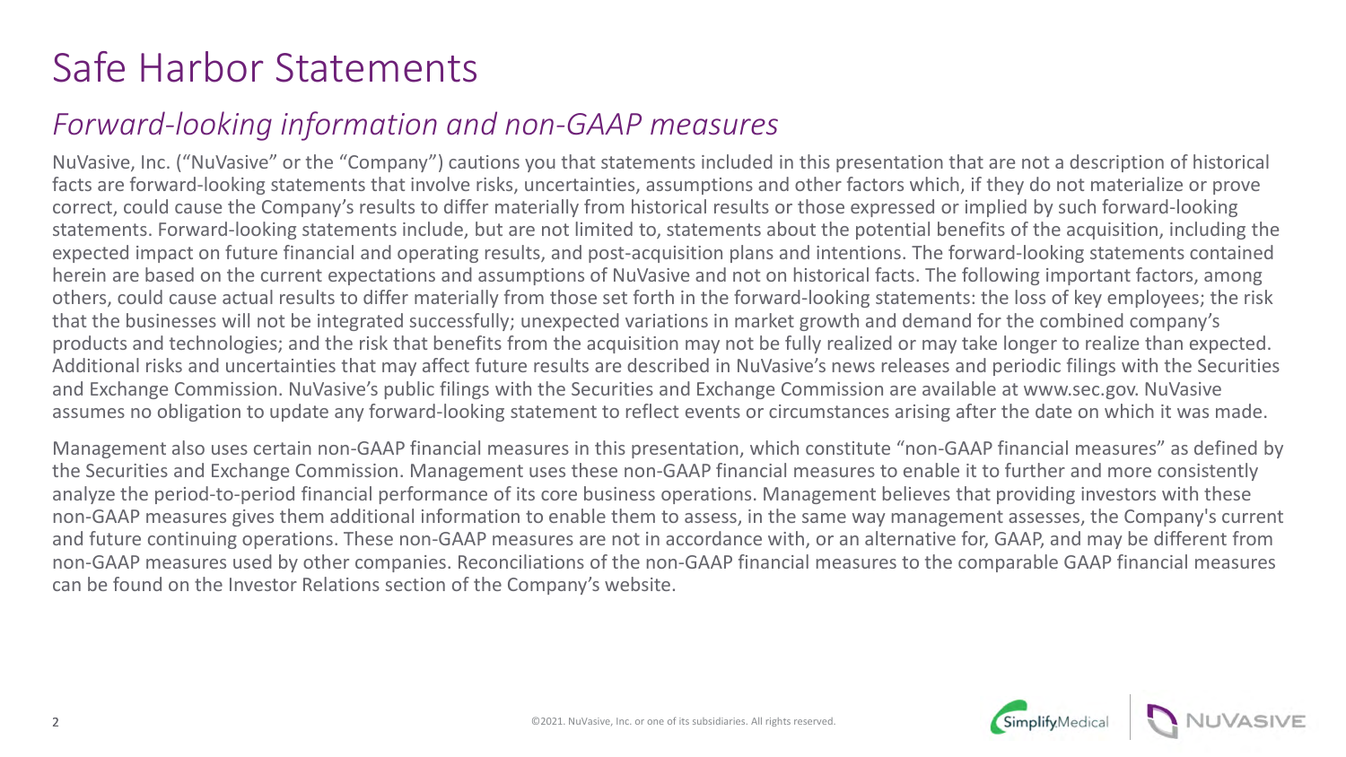# Safe Harbor Statements

## *Forward-looking information and non-GAAP measures*

NuVasive, Inc. ("NuVasive" or the "Company") cautions you that statements included in this presentation that are not a description of historical facts are forward-looking statements that involve risks, uncertainties, assumptions and other factors which, if they do not materialize or prove correct, could cause the Company's results to differ materially from historical results or those expressed or implied by such forward-looking statements. Forward-looking statements include, but are not limited to, statements about the potential benefits of the acquisition, including the expected impact on future financial and operating results, and post-acquisition plans and intentions. The forward-looking statements contained herein are based on the current expectations and assumptions of NuVasive and not on historical facts. The following important factors, among others, could cause actual results to differ materially from those set forth in the forward-looking statements: the loss of key employees; the risk that the businesses will not be integrated successfully; unexpected variations in market growth and demand for the combined company's products and technologies; and the risk that benefits from the acquisition may not be fully realized or may take longer to realize than expected. Additional risks and uncertainties that may affect future results are described in NuVasive's news releases and periodic filings with the Securities and Exchange Commission. NuVasive's public filings with the Securities and Exchange Commission are available at www.sec.gov. NuVasive assumes no obligation to update any forward-looking statement to reflect events or circumstances arising after the date on which it was made.

Management also uses certain non-GAAP financial measures in this presentation, which constitute "non-GAAP financial measures" as defined by the Securities and Exchange Commission. Management uses these non-GAAP financial measures to enable it to further and more consistently analyze the period-to-period financial performance of its core business operations. Management believes that providing investors with these non-GAAP measures gives them additional information to enable them to assess, in the same way management assesses, the Company's current and future continuing operations. These non-GAAP measures are not in accordance with, or an alternative for, GAAP, and may be different from non-GAAP measures used by other companies. Reconciliations of the non-GAAP financial measures to the comparable GAAP financial measures can be found on the Investor Relations section of the Company's website.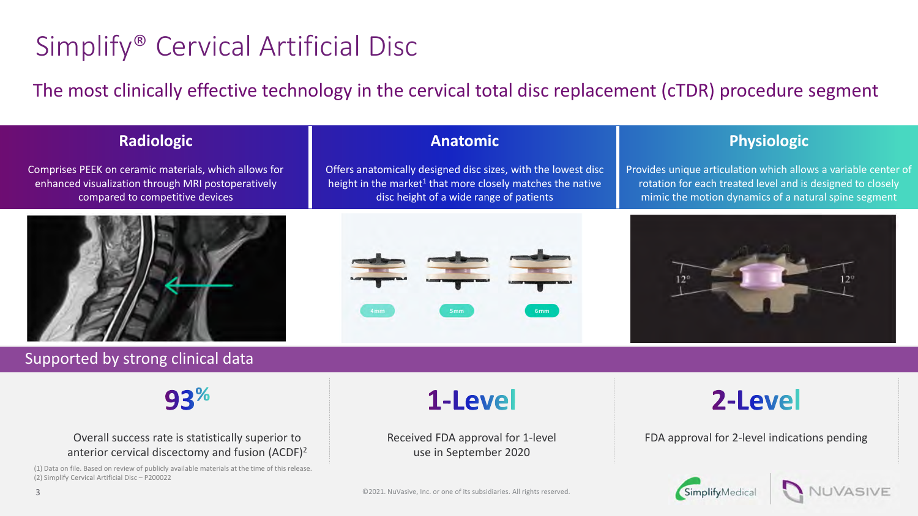# Simplify® Cervical Artificial Disc

## The most clinically effective technology in the cervical total disc replacement (cTDR) procedure segment

### Radiologic

Comprises PEEK on ceramic materials, which allows for enhanced visualization through MRI postoperatively compared to competitive devices

### Anatomic

Offers anatomically designed disc sizes, with the lowest disc height in the market[1] that more closely matches the native disc height of a wide range of patients

4mm 5mm 6mm

### Physiologic

Provides unique articulation which allows a variable center of rotation for each treated level and is designed to closely mimic the motion dynamics of a natural spine segment

12° 12°

## Supported by strong clinical data

**93%**

Overall success rate is statistically superior to anterior cervical discectomy and fusion (ACDF)[2]

**1-Level**

Received FDA approval for 1-level use in September 2020

**2-Level**

FDA approval for 2-level indications pending

(1) Data on file. Based on review of publicly available materials at the time of this release.
(2) Simplify Cervical Artificial Disc – P200022

©2021. NuVasive, Inc. or one of its subsidiaries. All rights reserved.

SimplifyMedical NUVASIVE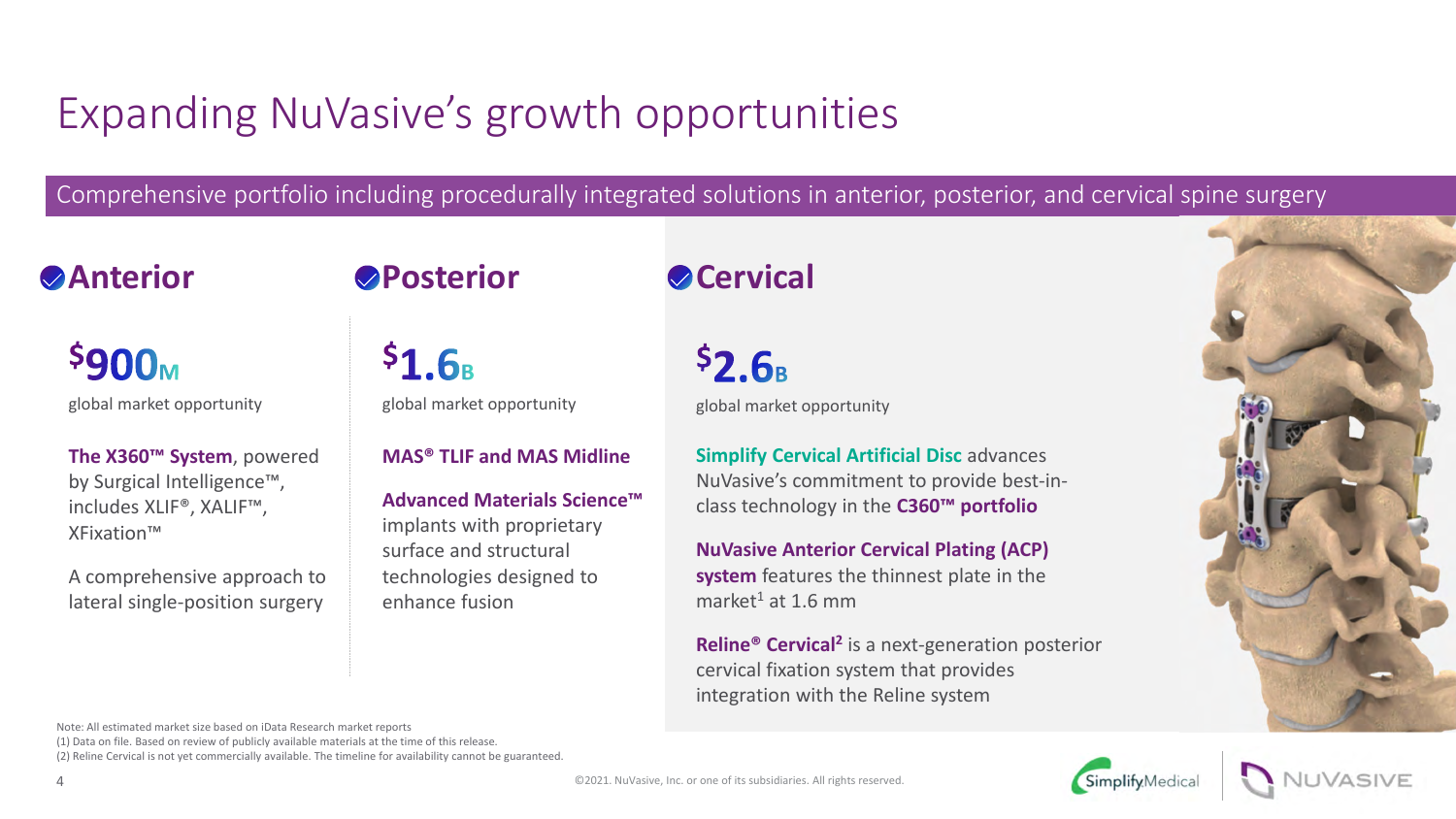# Expanding NuVasive's growth opportunities

Comprehensive portfolio including procedurally integrated solutions in anterior, posterior, and cervical spine surgery

## Anterior

**$900M**

global market opportunity

**The X360™ System**, powered by Surgical Intelligence™, includes XLIF®, XALIF™, XFixation™

A comprehensive approach to lateral single-position surgery

## Posterior

**$1.6B**

global market opportunity

**MAS® TLIF and MAS Midline**

**Advanced Materials Science™** implants with proprietary surface and structural technologies designed to enhance fusion

## Cervical

**$2.6B**

global market opportunity

**Simplify Cervical Artificial Disc** advances NuVasive's commitment to provide best-in-class technology in the **C360™ portfolio**

**NuVasive Anterior Cervical Plating (ACP) system** features the thinnest plate in the market[1] at 1.6 mm

**Reline® Cervical**[2] is a next-generation posterior cervical fixation system that provides integration with the Reline system

Note: All estimated market size based on iData Research market reports

(1) Data on file. Based on review of publicly available materials at the time of this release.

(2) Reline Cervical is not yet commercially available. The timeline for availability cannot be guaranteed.

©2021. NuVasive, Inc. or one of its subsidiaries. All rights reserved.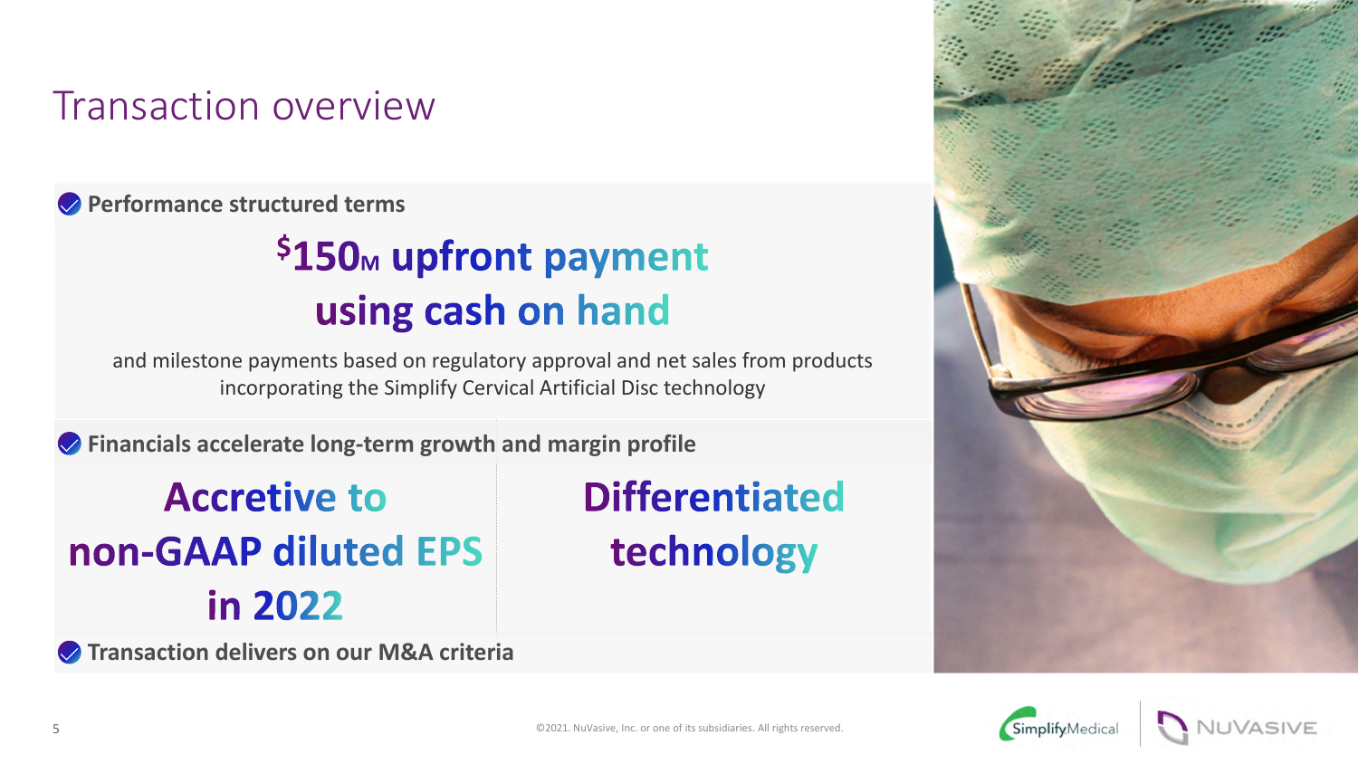# Transaction overview

**Performance structured terms**

## $150M upfront payment using cash on hand

and milestone payments based on regulatory approval and net sales from products incorporating the Simplify Cervical Artificial Disc technology

**Financials accelerate long-term growth and margin profile**

**Accretive to non-GAAP diluted EPS in 2022**

**Differentiated technology**

**Transaction delivers on our M&A criteria**

©2021. NuVasive, Inc. or one of its subsidiaries. All rights reserved.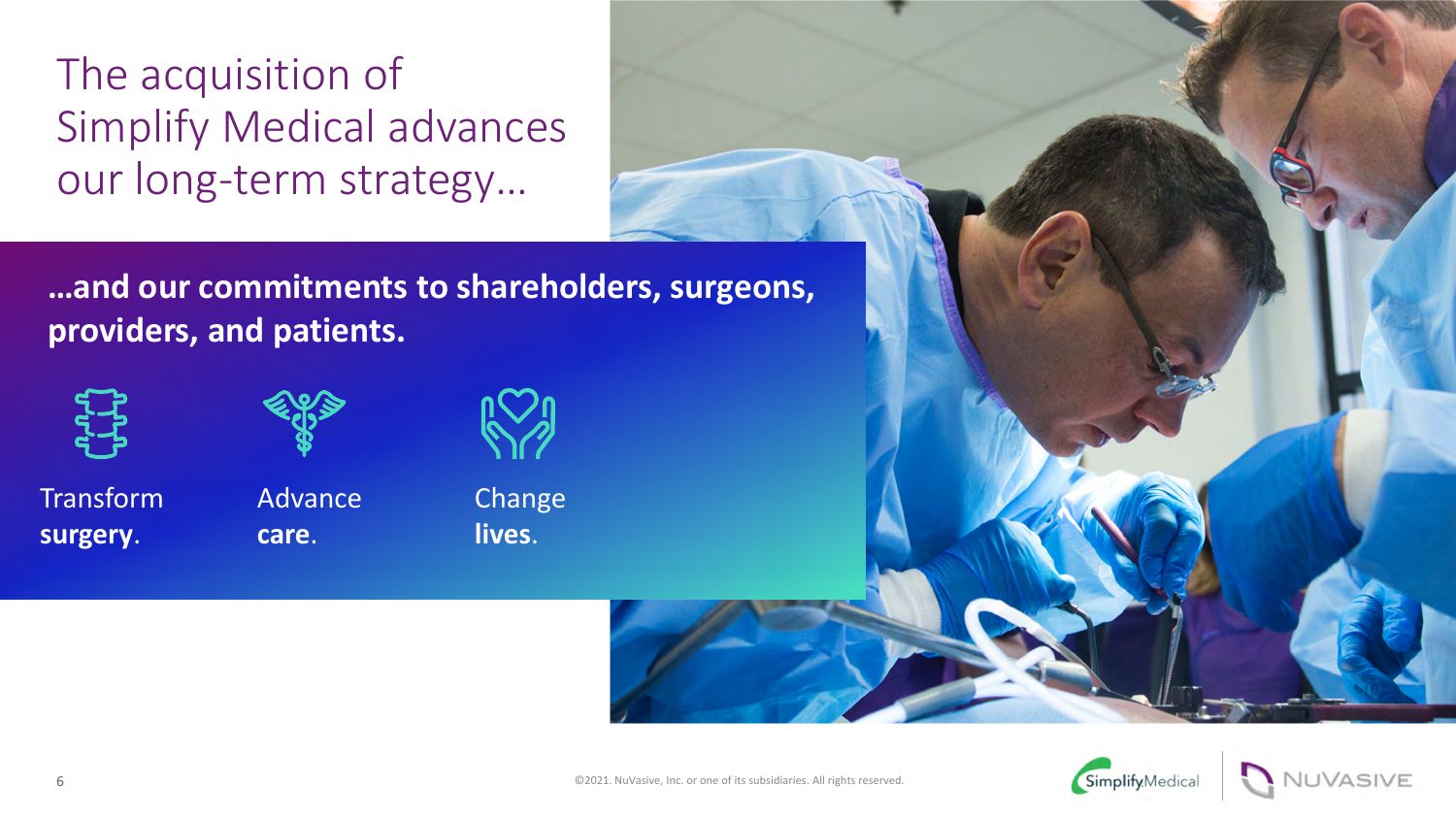# The acquisition of Simplify Medical advances our long-term strategy…

**…and our commitments to shareholders, surgeons, providers, and patients.**

Transform **surgery**.

Advance **care**.

Change **lives**.

©2021. NuVasive, Inc. or one of its subsidiaries. All rights reserved.